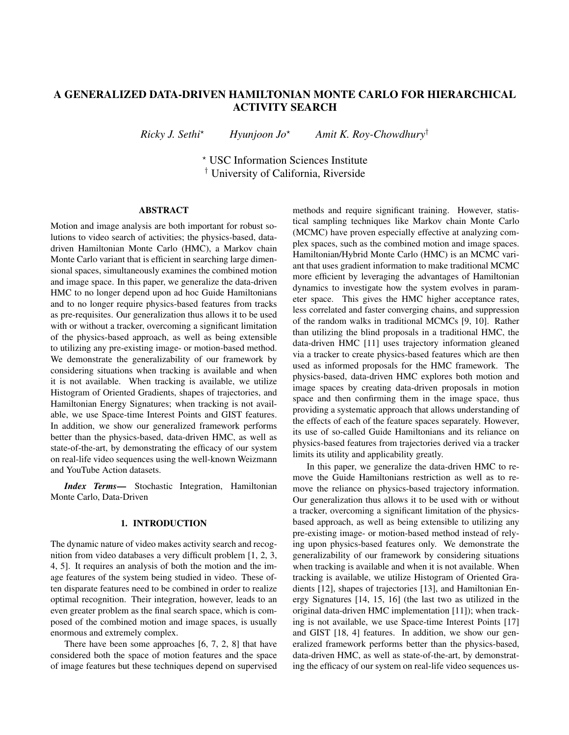# A GENERALIZED DATA-DRIVEN HAMILTONIAN MONTE CARLO FOR HIERARCHICAL ACTIVITY SEARCH

*Ricky J. Sethi*[⋆] *Hyunjoon Jo*[⋆] *Amit K. Roy-Chowdhury*[†]

[⋆] USC Information Sciences Institute
[†] University of California, Riverside

## ABSTRACT

Motion and image analysis are both important for robust solutions to video search of activities; the physics-based, data-driven Hamiltonian Monte Carlo (HMC), a Markov chain Monte Carlo variant that is efficient in searching large dimensional spaces, simultaneously examines the combined motion and image space. In this paper, we generalize the data-driven HMC to no longer depend upon ad hoc Guide Hamiltonians and to no longer require physics-based features from tracks as pre-requisites. Our generalization thus allows it to be used with or without a tracker, overcoming a significant limitation of the physics-based approach, as well as being extensible to utilizing any pre-existing image- or motion-based method. We demonstrate the generalizability of our framework by considering situations when tracking is available and when it is not available. When tracking is available, we utilize Histogram of Oriented Gradients, shapes of trajectories, and Hamiltonian Energy Signatures; when tracking is not available, we use Space-time Interest Points and GIST features. In addition, we show our generalized framework performs better than the physics-based, data-driven HMC, as well as state-of-the-art, by demonstrating the efficacy of our system on real-life video sequences using the well-known Weizmann and YouTube Action datasets.

***Index Terms*—** Stochastic Integration, Hamiltonian Monte Carlo, Data-Driven

## 1. INTRODUCTION

The dynamic nature of video makes activity search and recognition from video databases a very difficult problem [1, 2, 3, 4, 5]. It requires an analysis of both the motion and the image features of the system being studied in video. These often disparate features need to be combined in order to realize optimal recognition. Their integration, however, leads to an even greater problem as the final search space, which is composed of the combined motion and image spaces, is usually enormous and extremely complex.

There have been some approaches [6, 7, 2, 8] that have considered both the space of motion features and the space of image features but these techniques depend on supervised methods and require significant training. However, statistical sampling techniques like Markov chain Monte Carlo (MCMC) have proven especially effective at analyzing complex spaces, such as the combined motion and image spaces. Hamiltonian/Hybrid Monte Carlo (HMC) is an MCMC variant that uses gradient information to make traditional MCMC more efficient by leveraging the advantages of Hamiltonian dynamics to investigate how the system evolves in parameter space. This gives the HMC higher acceptance rates, less correlated and faster converging chains, and suppression of the random walks in traditional MCMCs [9, 10]. Rather than utilizing the blind proposals in a traditional HMC, the data-driven HMC [11] uses trajectory information gleaned via a tracker to create physics-based features which are then used as informed proposals for the HMC framework. The physics-based, data-driven HMC explores both motion and image spaces by creating data-driven proposals in motion space and then confirming them in the image space, thus providing a systematic approach that allows understanding of the effects of each of the feature spaces separately. However, its use of so-called Guide Hamiltonians and its reliance on physics-based features from trajectories derived via a tracker limits its utility and applicability greatly.

In this paper, we generalize the data-driven HMC to remove the Guide Hamiltonians restriction as well as to remove the reliance on physics-based trajectory information. Our generalization thus allows it to be used with or without a tracker, overcoming a significant limitation of the physics-based approach, as well as being extensible to utilizing any pre-existing image- or motion-based method instead of relying upon physics-based features only. We demonstrate the generalizability of our framework by considering situations when tracking is available and when it is not available. When tracking is available, we utilize Histogram of Oriented Gradients [12], shapes of trajectories [13], and Hamiltonian Energy Signatures [14, 15, 16] (the last two as utilized in the original data-driven HMC implementation [11]); when tracking is not available, we use Space-time Interest Points [17] and GIST [18, 4] features. In addition, we show our generalized framework performs better than the physics-based, data-driven HMC, as well as state-of-the-art, by demonstrating the efficacy of our system on real-life video sequences us-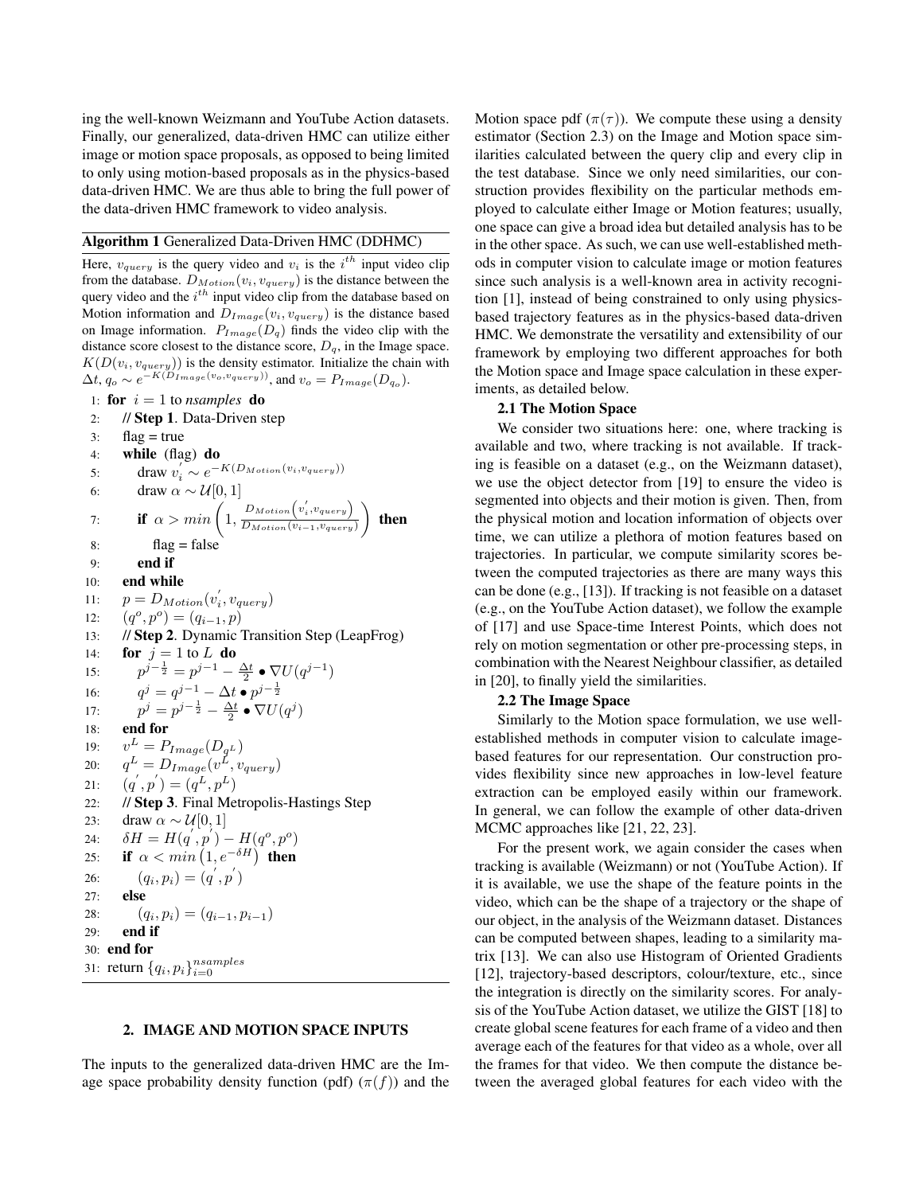ing the well-known Weizmann and YouTube Action datasets. Finally, our generalized, data-driven HMC can utilize either image or motion space proposals, as opposed to being limited to only using motion-based proposals as in the physics-based data-driven HMC. We are thus able to bring the full power of the data-driven HMC framework to video analysis.

**Algorithm 1** Generalized Data-Driven HMC (DDHMC)

Here, $v_{query}$ is the query video and $v_i$ is the $i^{th}$ input video clip from the database. $D_{Motion}(v_i, v_{query})$ is the distance between the query video and the $i^{th}$ input video clip from the database based on Motion information and $D_{Image}(v_i, v_{query})$ is the distance based on Image information. $P_{Image}(D_q)$ finds the video clip with the distance score closest to the distance score, $D_q$, in the Image space. $K(D(v_i, v_{query}))$ is the density estimator. Initialize the chain with $\Delta t$, $q_o \sim e^{-K(D_{Image}(v_o, v_{query}))}$, and $v_o = P_{Image}(D_{q_o})$.

```
1:  for i = 1 to nsamples do
2:    // Step 1. Data-Driven step
3:    flag = true
4:    while (flag) do
5:      draw v'_i ~ e^{-K(D_Motion(v_i, v_query))}
6:      draw α ~ U[0,1]
7:      if α > min(1, D_Motion(v'_i, v_query) / D_Motion(v_{i-1}, v_query)) then
8:        flag = false
9:      end if
10:   end while
11:   p = D_Motion(v'_i, v_query)
12:   (q^o, p^o) = (q_{i-1}, p)
13:   // Step 2. Dynamic Transition Step (LeapFrog)
14:   for j = 1 to L do
15:     p^{j-1/2} = p^{j-1} - (Δt/2) • ∇U(q^{j-1})
16:     q^j = q^{j-1} - Δt • p^{j-1/2}
17:     p^j = p^{j-1/2} - (Δt/2) • ∇U(q^j)
18:   end for
19:   v^L = P_Image(D_{q^L})
20:   q^L = D_Image(v^L, v_query)
21:   (q', p') = (q^L, p^L)
22:   // Step 3. Final Metropolis-Hastings Step
23:   draw α ~ U[0,1]
24:   δH = H(q', p') - H(q^o, p^o)
25:   if α < min(1, e^{-δH}) then
26:     (q_i, p_i) = (q', p')
27:   else
28:     (q_i, p_i) = (q_{i-1}, p_{i-1})
29:   end if
30: end for
31: return {q_i, p_i}_{i=0}^{nsamples}
```

## 2. IMAGE AND MOTION SPACE INPUTS

The inputs to the generalized data-driven HMC are the Image space probability density function (pdf) ($\pi(f)$) and the Motion space pdf ($\pi(\tau)$). We compute these using a density estimator (Section 2.3) on the Image and Motion space similarities calculated between the query clip and every clip in the test database. Since we only need similarities, our construction provides flexibility on the particular methods employed to calculate either Image or Motion features; usually, one space can give a broad idea but detailed analysis has to be in the other space. As such, we can use well-established methods in computer vision to calculate image or motion features since such analysis is a well-known area in activity recognition [1], instead of being constrained to only using physics-based trajectory features as in the physics-based data-driven HMC. We demonstrate the versatility and extensibility of our framework by employing two different approaches for both the Motion space and Image space calculation in these experiments, as detailed below.

### 2.1 The Motion Space

We consider two situations here: one, where tracking is available and two, where tracking is not available. If tracking is feasible on a dataset (e.g., on the Weizmann dataset), we use the object detector from [19] to ensure the video is segmented into objects and their motion is given. Then, from the physical motion and location information of objects over time, we can utilize a plethora of motion features based on trajectories. In particular, we compute similarity scores between the computed trajectories as there are many ways this can be done (e.g., [13]). If tracking is not feasible on a dataset (e.g., on the YouTube Action dataset), we follow the example of [17] and use Space-time Interest Points, which does not rely on motion segmentation or other pre-processing steps, in combination with the Nearest Neighbour classifier, as detailed in [20], to finally yield the similarities.

### 2.2 The Image Space

Similarly to the Motion space formulation, we use well-established methods in computer vision to calculate image-based features for our representation. Our construction provides flexibility since new approaches in low-level feature extraction can be employed easily within our framework. In general, we can follow the example of other data-driven MCMC approaches like [21, 22, 23].

For the present work, we again consider the cases when tracking is available (Weizmann) or not (YouTube Action). If it is available, we use the shape of the feature points in the video, which can be the shape of a trajectory or the shape of our object, in the analysis of the Weizmann dataset. Distances can be computed between shapes, leading to a similarity matrix [13]. We can also use Histogram of Oriented Gradients [12], trajectory-based descriptors, colour/texture, etc., since the integration is directly on the similarity scores. For analysis of the YouTube Action dataset, we utilize the GIST [18] to create global scene features for each frame of a video and then average each of the features for that video as a whole, over all the frames for that video. We then compute the distance between the averaged global features for each video with the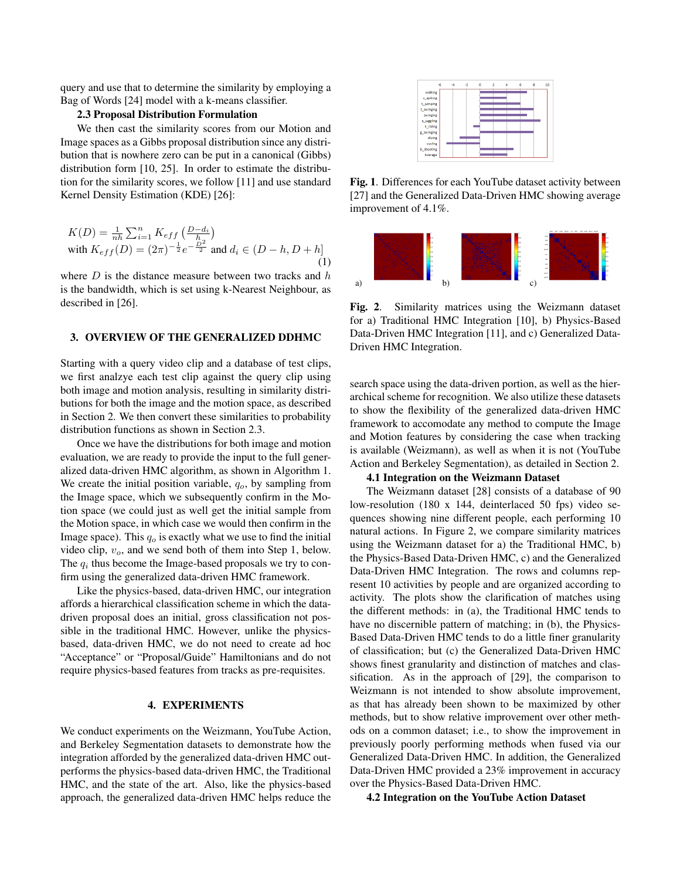query and use that to determine the similarity by employing a Bag of Words [24] model with a k-means classifier.

### 2.3 Proposal Distribution Formulation

We then cast the similarity scores from our Motion and Image spaces as a Gibbs proposal distribution since any distribution that is nowhere zero can be put in a canonical (Gibbs) distribution form [10, 25]. In order to estimate the distribution for the similarity scores, we follow [11] and use standard Kernel Density Estimation (KDE) [26]:

$$K(D) = \frac{1}{nh}\sum_{i=1}^{n} K_{eff}\left(\frac{D-d_i}{h}\right)$$
$$\text{with } K_{eff}(D) = (2\pi)^{-\frac{1}{2}}e^{-\frac{D^2}{2}} \text{ and } d_i \in (D-h, D+h) \quad (1)$$

where $D$ is the distance measure between two tracks and $h$ is the bandwidth, which is set using k-Nearest Neighbour, as described in [26].

## 3. OVERVIEW OF THE GENERALIZED DDHMC

Starting with a query video clip and a database of test clips, we first analzye each test clip against the query clip using both image and motion analysis, resulting in similarity distributions for both the image and the motion space, as described in Section 2. We then convert these similarities to probability distribution functions as shown in Section 2.3.

Once we have the distributions for both image and motion evaluation, we are ready to provide the input to the full generalized data-driven HMC algorithm, as shown in Algorithm 1. We create the initial position variable, $q_o$, by sampling from the Image space, which we subsequently confirm in the Motion space (we could just as well get the initial sample from the Motion space, in which case we would then confirm in the Image space). This $q_o$ is exactly what we use to find the initial video clip, $v_o$, and we send both of them into Step 1, below. The $q_i$ thus become the Image-based proposals we try to confirm using the generalized data-driven HMC framework.

Like the physics-based, data-driven HMC, our integration affords a hierarchical classification scheme in which the data-driven proposal does an initial, gross classification not possible in the traditional HMC. However, unlike the physics-based, data-driven HMC, we do not need to create ad hoc "Acceptance" or "Proposal/Guide" Hamiltonians and do not require physics-based features from tracks as pre-requisites.

## 4. EXPERIMENTS

We conduct experiments on the Weizmann, YouTube Action, and Berkeley Segmentation datasets to demonstrate how the integration afforded by the generalized data-driven HMC outperforms the physics-based data-driven HMC, the Traditional HMC, and the state of the art. Also, like the physics-based approach, the generalized data-driven HMC helps reduce the search space using the data-driven portion, as well as the hierarchical scheme for recognition. We also utilize these datasets to show the flexibility of the generalized data-driven HMC framework to accomodate any method to compute the Image and Motion features by considering the case when tracking is available (Weizmann), as well as when it is not (YouTube Action and Berkeley Segmentation), as detailed in Section 2.

**Fig. 1**. Differences for each YouTube dataset activity between [27] and the Generalized Data-Driven HMC showing average improvement of 4.1%.

**Fig. 2**. Similarity matrices using the Weizmann dataset for a) Traditional HMC Integration [10], b) Physics-Based Data-Driven HMC Integration [11], and c) Generalized Data-Driven HMC Integration.

### 4.1 Integration on the Weizmann Dataset

The Weizmann dataset [28] consists of a database of 90 low-resolution (180 x 144, deinterlaced 50 fps) video sequences showing nine different people, each performing 10 natural actions. In Figure 2, we compare similarity matrices using the Weizmann dataset for a) the Traditional HMC, b) the Physics-Based Data-Driven HMC, c) and the Generalized Data-Driven HMC Integration. The rows and columns represent 10 activities by people and are organized according to activity. The plots show the clarification of matches using the different methods: in (a), the Traditional HMC tends to have no discernible pattern of matching; in (b), the Physics-Based Data-Driven HMC tends to do a little finer granularity of classification; but (c) the Generalized Data-Driven HMC shows finest granularity and distinction of matches and classification. As in the approach of [29], the comparison to Weizmann is not intended to show absolute improvement, as that has already been shown to be maximized by other methods, but to show relative improvement over other methods on a common dataset; i.e., to show the improvement in previously poorly performing methods when fused via our Generalized Data-Driven HMC. In addition, the Generalized Data-Driven HMC provided a 23% improvement in accuracy over the Physics-Based Data-Driven HMC.

### 4.2 Integration on the YouTube Action Dataset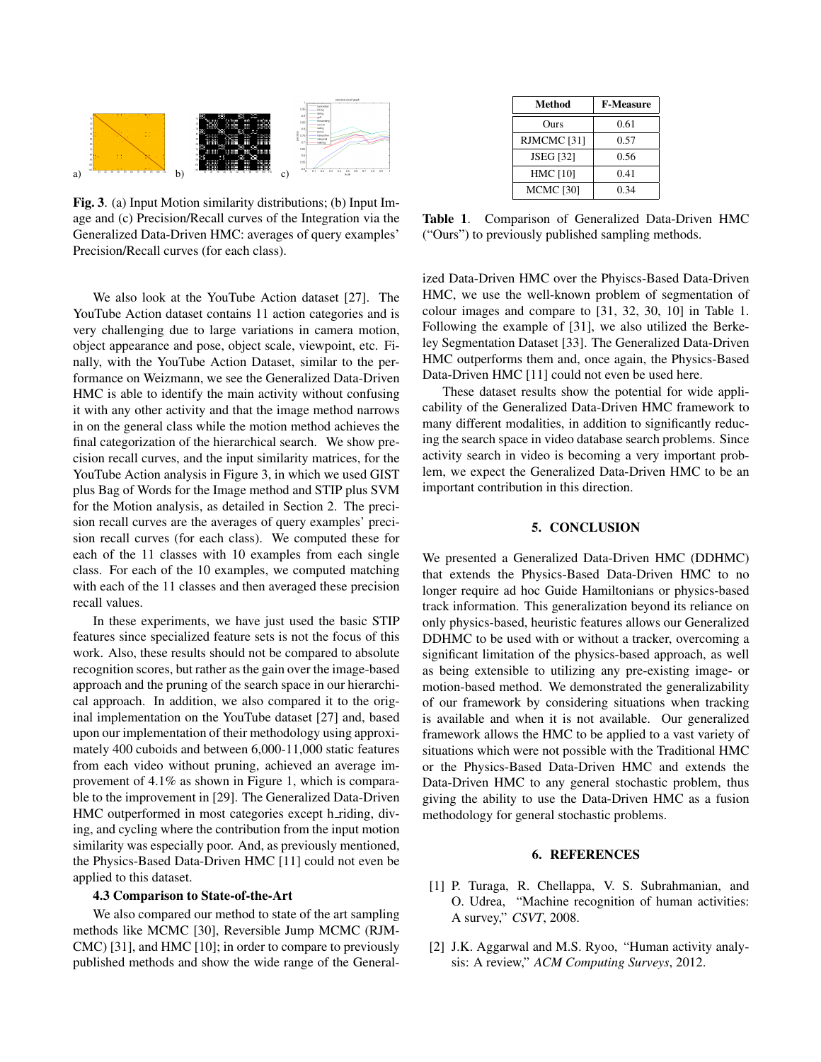**Fig. 3**. (a) Input Motion similarity distributions; (b) Input Image and (c) Precision/Recall curves of the Integration via the Generalized Data-Driven HMC: averages of query examples' Precision/Recall curves (for each class).

We also look at the YouTube Action dataset [27]. The YouTube Action dataset contains 11 action categories and is very challenging due to large variations in camera motion, object appearance and pose, object scale, viewpoint, etc. Finally, with the YouTube Action Dataset, similar to the performance on Weizmann, we see the Generalized Data-Driven HMC is able to identify the main activity without confusing it with any other activity and that the image method narrows in on the general class while the motion method achieves the final categorization of the hierarchical search. We show precision recall curves, and the input similarity matrices, for the YouTube Action analysis in Figure 3, in which we used GIST plus Bag of Words for the Image method and STIP plus SVM for the Motion analysis, as detailed in Section 2. The precision recall curves are the averages of query examples' precision recall curves (for each class). We computed these for each of the 11 classes with 10 examples from each single class. For each of the 10 examples, we computed matching with each of the 11 classes and then averaged these precision recall values.

In these experiments, we have just used the basic STIP features since specialized feature sets is not the focus of this work. Also, these results should not be compared to absolute recognition scores, but rather as the gain over the image-based approach and the pruning of the search space in our hierarchical approach. In addition, we also compared it to the original implementation on the YouTube dataset [27] and, based upon our implementation of their methodology using approximately 400 cuboids and between 6,000-11,000 static features from each video without pruning, achieved an average improvement of 4.1% as shown in Figure 1, which is comparable to the improvement in [29]. The Generalized Data-Driven HMC outperformed in most categories except h_riding, diving, and cycling where the contribution from the input motion similarity was especially poor. And, as previously mentioned, the Physics-Based Data-Driven HMC [11] could not even be applied to this dataset.

### 4.3 Comparison to State-of-the-Art

We also compared our method to state of the art sampling methods like MCMC [30], Reversible Jump MCMC (RJMCMC) [31], and HMC [10]; in order to compare to previously published methods and show the wide range of the Generalized Data-Driven HMC over the Phyiscs-Based Data-Driven HMC, we use the well-known problem of segmentation of colour images and compare to [31, 32, 30, 10] in Table 1. Following the example of [31], we also utilized the Berkeley Segmentation Dataset [33]. The Generalized Data-Driven HMC outperforms them and, once again, the Physics-Based Data-Driven HMC [11] could not even be used here.

| Method | F-Measure |
|---|---|
| Ours | 0.61 |
| RJMCMC [31] | 0.57 |
| JSEG [32] | 0.56 |
| HMC [10] | 0.41 |
| MCMC [30] | 0.34 |

**Table 1**. Comparison of Generalized Data-Driven HMC ("Ours") to previously published sampling methods.

These dataset results show the potential for wide applicability of the Generalized Data-Driven HMC framework to many different modalities, in addition to significantly reducing the search space in video database search problems. Since activity search in video is becoming a very important problem, we expect the Generalized Data-Driven HMC to be an important contribution in this direction.

## 5. CONCLUSION

We presented a Generalized Data-Driven HMC (DDHMC) that extends the Physics-Based Data-Driven HMC to no longer require ad hoc Guide Hamiltonians or physics-based track information. This generalization beyond its reliance on only physics-based, heuristic features allows our Generalized DDHMC to be used with or without a tracker, overcoming a significant limitation of the physics-based approach, as well as being extensible to utilizing any pre-existing image- or motion-based method. We demonstrated the generalizability of our framework by considering situations when tracking is available and when it is not available. Our generalized framework allows the HMC to be applied to a vast variety of situations which were not possible with the Traditional HMC or the Physics-Based Data-Driven HMC and extends the Data-Driven HMC to any general stochastic problem, thus giving the ability to use the Data-Driven HMC as a fusion methodology for general stochastic problems.

## 6. REFERENCES

[1] P. Turaga, R. Chellappa, V. S. Subrahmanian, and O. Udrea, "Machine recognition of human activities: A survey," *CSVT*, 2008.

[2] J.K. Aggarwal and M.S. Ryoo, "Human activity analysis: A review," *ACM Computing Surveys*, 2012.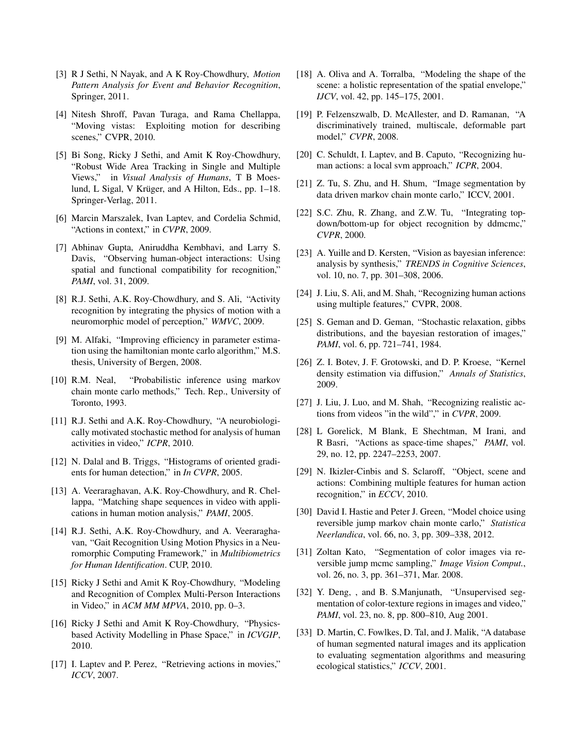[3] R J Sethi, N Nayak, and A K Roy-Chowdhury, *Motion Pattern Analysis for Event and Behavior Recognition*, Springer, 2011.

[4] Nitesh Shroff, Pavan Turaga, and Rama Chellappa, "Moving vistas: Exploiting motion for describing scenes," CVPR, 2010.

[5] Bi Song, Ricky J Sethi, and Amit K Roy-Chowdhury, "Robust Wide Area Tracking in Single and Multiple Views," in *Visual Analysis of Humans*, T B Moeslund, L Sigal, V Krüger, and A Hilton, Eds., pp. 1–18. Springer-Verlag, 2011.

[6] Marcin Marszalek, Ivan Laptev, and Cordelia Schmid, "Actions in context," in *CVPR*, 2009.

[7] Abhinav Gupta, Aniruddha Kembhavi, and Larry S. Davis, "Observing human-object interactions: Using spatial and functional compatibility for recognition," *PAMI*, vol. 31, 2009.

[8] R.J. Sethi, A.K. Roy-Chowdhury, and S. Ali, "Activity recognition by integrating the physics of motion with a neuromorphic model of perception," *WMVC*, 2009.

[9] M. Alfaki, "Improving efficiency in parameter estimation using the hamiltonian monte carlo algorithm," M.S. thesis, University of Bergen, 2008.

[10] R.M. Neal, "Probabilistic inference using markov chain monte carlo methods," Tech. Rep., University of Toronto, 1993.

[11] R.J. Sethi and A.K. Roy-Chowdhury, "A neurobiologically motivated stochastic method for analysis of human activities in video," *ICPR*, 2010.

[12] N. Dalal and B. Triggs, "Histograms of oriented gradients for human detection," in *In CVPR*, 2005.

[13] A. Veeraraghavan, A.K. Roy-Chowdhury, and R. Chellappa, "Matching shape sequences in video with applications in human motion analysis," *PAMI*, 2005.

[14] R.J. Sethi, A.K. Roy-Chowdhury, and A. Veeraraghavan, "Gait Recognition Using Motion Physics in a Neuromorphic Computing Framework," in *Multibiometrics for Human Identification*. CUP, 2010.

[15] Ricky J Sethi and Amit K Roy-Chowdhury, "Modeling and Recognition of Complex Multi-Person Interactions in Video," in *ACM MM MPVA*, 2010, pp. 0–3.

[16] Ricky J Sethi and Amit K Roy-Chowdhury, "Physics-based Activity Modelling in Phase Space," in *ICVGIP*, 2010.

[17] I. Laptev and P. Perez, "Retrieving actions in movies," *ICCV*, 2007.

[18] A. Oliva and A. Torralba, "Modeling the shape of the scene: a holistic representation of the spatial envelope," *IJCV*, vol. 42, pp. 145–175, 2001.

[19] P. Felzenszwalb, D. McAllester, and D. Ramanan, "A discriminatively trained, multiscale, deformable part model," *CVPR*, 2008.

[20] C. Schuldt, I. Laptev, and B. Caputo, "Recognizing human actions: a local svm approach," *ICPR*, 2004.

[21] Z. Tu, S. Zhu, and H. Shum, "Image segmentation by data driven markov chain monte carlo," ICCV, 2001.

[22] S.C. Zhu, R. Zhang, and Z.W. Tu, "Integrating top-down/bottom-up for object recognition by ddmcmc," *CVPR*, 2000.

[23] A. Yuille and D. Kersten, "Vision as bayesian inference: analysis by synthesis," *TRENDS in Cognitive Sciences*, vol. 10, no. 7, pp. 301–308, 2006.

[24] J. Liu, S. Ali, and M. Shah, "Recognizing human actions using multiple features," CVPR, 2008.

[25] S. Geman and D. Geman, "Stochastic relaxation, gibbs distributions, and the bayesian restoration of images," *PAMI*, vol. 6, pp. 721–741, 1984.

[26] Z. I. Botev, J. F. Grotowski, and D. P. Kroese, "Kernel density estimation via diffusion," *Annals of Statistics*, 2009.

[27] J. Liu, J. Luo, and M. Shah, "Recognizing realistic actions from videos "in the wild"," in *CVPR*, 2009.

[28] L Gorelick, M Blank, E Shechtman, M Irani, and R Basri, "Actions as space-time shapes," *PAMI*, vol. 29, no. 12, pp. 2247–2253, 2007.

[29] N. Ikizler-Cinbis and S. Sclaroff, "Object, scene and actions: Combining multiple features for human action recognition," in *ECCV*, 2010.

[30] David I. Hastie and Peter J. Green, "Model choice using reversible jump markov chain monte carlo," *Statistica Neerlandica*, vol. 66, no. 3, pp. 309–338, 2012.

[31] Zoltan Kato, "Segmentation of color images via reversible jump mcmc sampling," *Image Vision Comput.*, vol. 26, no. 3, pp. 361–371, Mar. 2008.

[32] Y. Deng, , and B. S.Manjunath, "Unsupervised segmentation of color-texture regions in images and video," *PAMI*, vol. 23, no. 8, pp. 800–810, Aug 2001.

[33] D. Martin, C. Fowlkes, D. Tal, and J. Malik, "A database of human segmented natural images and its application to evaluating segmentation algorithms and measuring ecological statistics," *ICCV*, 2001.